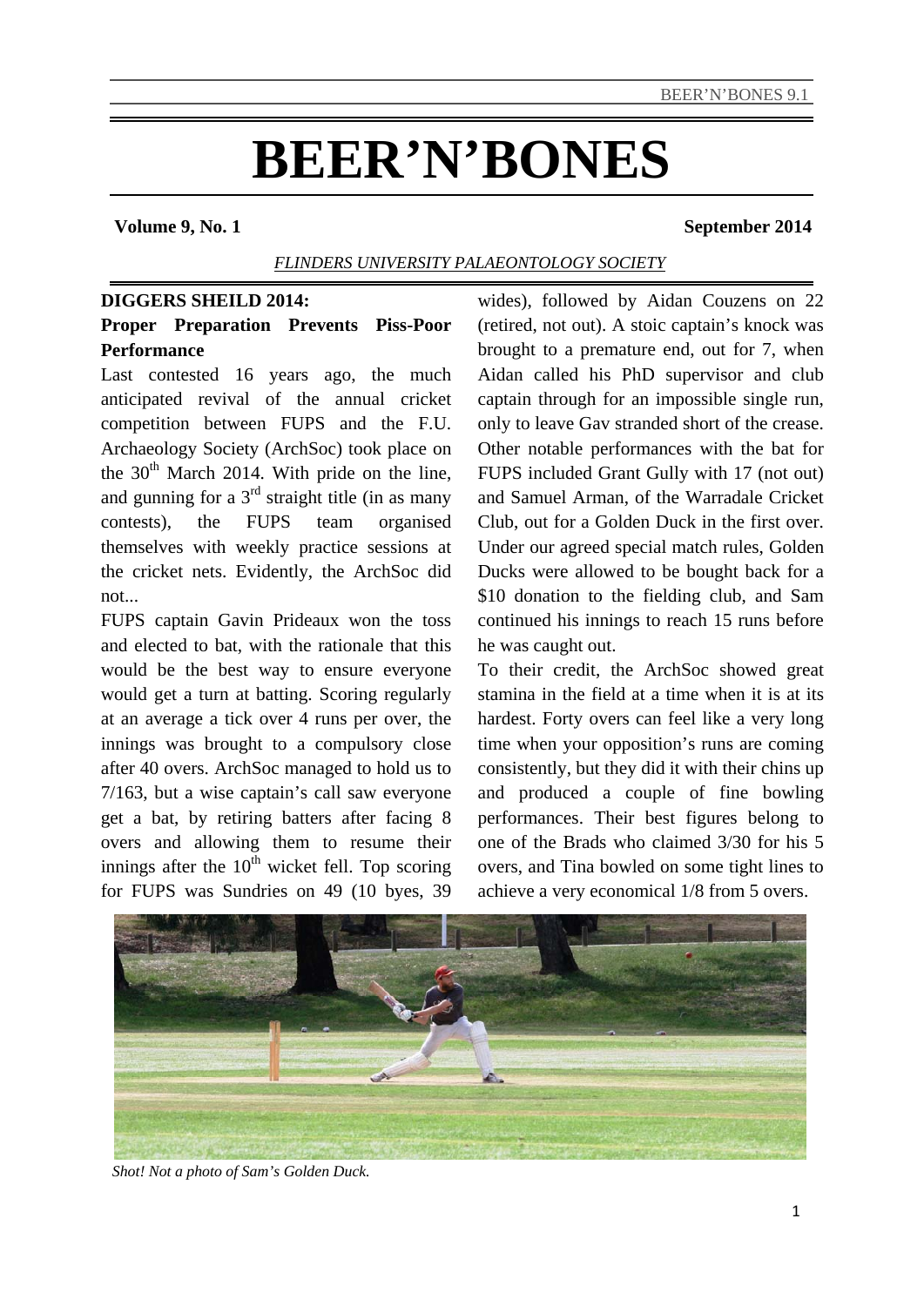# BEER'N'BONES

**Volume 9, No. 1** **September 2014**

*FLINDERS UNIVERSITY PALAEONTOLOGY SOCIETY*

**DIGGERS SHEILD 2014:**

**Proper Preparation Prevents Piss-Poor Performance**

Last contested 16 years ago, the much anticipated revival of the annual cricket competition between FUPS and the F.U. Archaeology Society (ArchSoc) took place on the 30th March 2014. With pride on the line, and gunning for a 3rd straight title (in as many contests), the FUPS team organised themselves with weekly practice sessions at the cricket nets. Evidently, the ArchSoc did not...

FUPS captain Gavin Prideaux won the toss and elected to bat, with the rationale that this would be the best way to ensure everyone would get a turn at batting. Scoring regularly at an average a tick over 4 runs per over, the innings was brought to a compulsory close after 40 overs. ArchSoc managed to hold us to 7/163, but a wise captain's call saw everyone get a bat, by retiring batters after facing 8 overs and allowing them to resume their innings after the 10th wicket fell. Top scoring for FUPS was Sundries on 49 (10 byes, 39 wides), followed by Aidan Couzens on 22 (retired, not out). A stoic captain's knock was brought to a premature end, out for 7, when Aidan called his PhD supervisor and club captain through for an impossible single run, only to leave Gav stranded short of the crease. Other notable performances with the bat for FUPS included Grant Gully with 17 (not out) and Samuel Arman, of the Warradale Cricket Club, out for a Golden Duck in the first over. Under our agreed special match rules, Golden Ducks were allowed to be bought back for a $10 donation to the fielding club, and Sam continued his innings to reach 15 runs before he was caught out.

To their credit, the ArchSoc showed great stamina in the field at a time when it is at its hardest. Forty overs can feel like a very long time when your opposition's runs are coming consistently, but they did it with their chins up and produced a couple of fine bowling performances. Their best figures belong to one of the Brads who claimed 3/30 for his 5 overs, and Tina bowled on some tight lines to achieve a very economical 1/8 from 5 overs.

*Shot! Not a photo of Sam's Golden Duck.*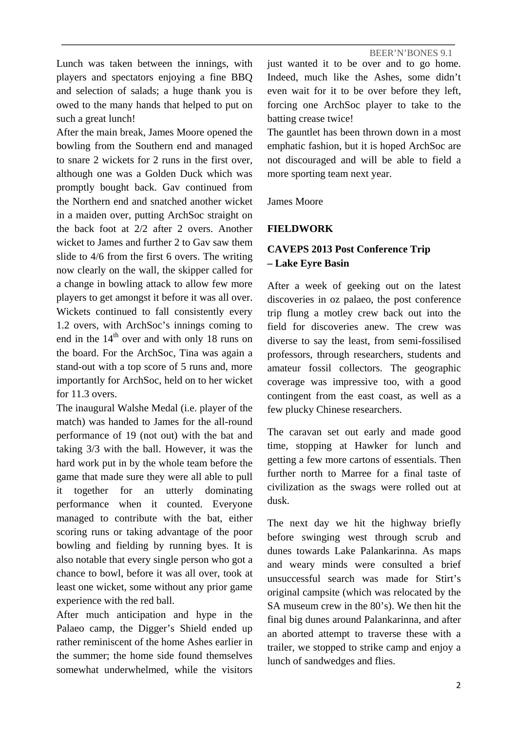Lunch was taken between the innings, with players and spectators enjoying a fine BBQ and selection of salads; a huge thank you is owed to the many hands that helped to put on such a great lunch!

After the main break, James Moore opened the bowling from the Southern end and managed to snare 2 wickets for 2 runs in the first over, although one was a Golden Duck which was promptly bought back. Gav continued from the Northern end and snatched another wicket in a maiden over, putting ArchSoc straight on the back foot at 2/2 after 2 overs. Another wicket to James and further 2 to Gav saw them slide to 4/6 from the first 6 overs. The writing now clearly on the wall, the skipper called for a change in bowling attack to allow few more players to get amongst it before it was all over. Wickets continued to fall consistently every 1.2 overs, with ArchSoc's innings coming to end in the 14th over and with only 18 runs on the board. For the ArchSoc, Tina was again a stand-out with a top score of 5 runs and, more importantly for ArchSoc, held on to her wicket for 11.3 overs.

The inaugural Walshe Medal (i.e. player of the match) was handed to James for the all-round performance of 19 (not out) with the bat and taking 3/3 with the ball. However, it was the hard work put in by the whole team before the game that made sure they were all able to pull it together for an utterly dominating performance when it counted. Everyone managed to contribute with the bat, either scoring runs or taking advantage of the poor bowling and fielding by running byes. It is also notable that every single person who got a chance to bowl, before it was all over, took at least one wicket, some without any prior game experience with the red ball.

After much anticipation and hype in the Palaeo camp, the Digger's Shield ended up rather reminiscent of the home Ashes earlier in the summer; the home side found themselves somewhat underwhelmed, while the visitors just wanted it to be over and to go home. Indeed, much like the Ashes, some didn't even wait for it to be over before they left, forcing one ArchSoc player to take to the batting crease twice!

The gauntlet has been thrown down in a most emphatic fashion, but it is hoped ArchSoc are not discouraged and will be able to field a more sporting team next year.

James Moore

## FIELDWORK

### CAVEPS 2013 Post Conference Trip – Lake Eyre Basin

After a week of geeking out on the latest discoveries in oz palaeo, the post conference trip flung a motley crew back out into the field for discoveries anew. The crew was diverse to say the least, from semi-fossilised professors, through researchers, students and amateur fossil collectors. The geographic coverage was impressive too, with a good contingent from the east coast, as well as a few plucky Chinese researchers.

The caravan set out early and made good time, stopping at Hawker for lunch and getting a few more cartons of essentials. Then further north to Marree for a final taste of civilization as the swags were rolled out at dusk.

The next day we hit the highway briefly before swinging west through scrub and dunes towards Lake Palankarinna. As maps and weary minds were consulted a brief unsuccessful search was made for Stirt's original campsite (which was relocated by the SA museum crew in the 80's). We then hit the final big dunes around Palankarinna, and after an aborted attempt to traverse these with a trailer, we stopped to strike camp and enjoy a lunch of sandwedges and flies.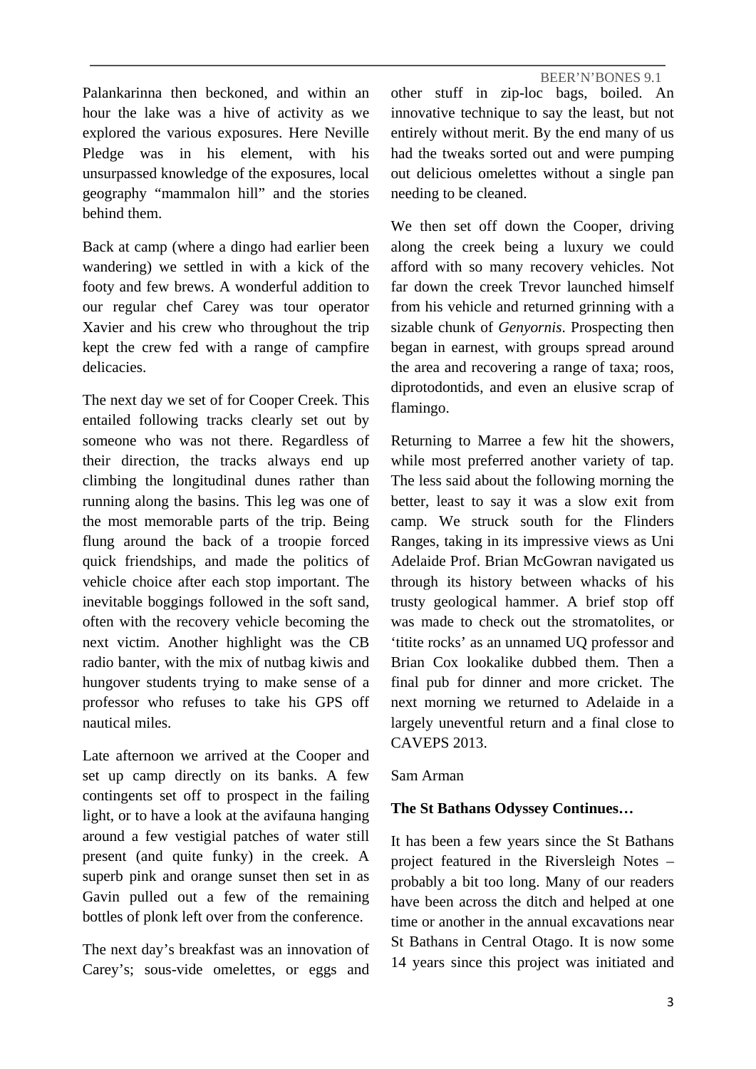Palankarinna then beckoned, and within an hour the lake was a hive of activity as we explored the various exposures. Here Neville Pledge was in his element, with his unsurpassed knowledge of the exposures, local geography "mammalon hill" and the stories behind them.

Back at camp (where a dingo had earlier been wandering) we settled in with a kick of the footy and few brews. A wonderful addition to our regular chef Carey was tour operator Xavier and his crew who throughout the trip kept the crew fed with a range of campfire delicacies.

The next day we set of for Cooper Creek. This entailed following tracks clearly set out by someone who was not there. Regardless of their direction, the tracks always end up climbing the longitudinal dunes rather than running along the basins. This leg was one of the most memorable parts of the trip. Being flung around the back of a troopie forced quick friendships, and made the politics of vehicle choice after each stop important. The inevitable boggings followed in the soft sand, often with the recovery vehicle becoming the next victim. Another highlight was the CB radio banter, with the mix of nutbag kiwis and hungover students trying to make sense of a professor who refuses to take his GPS off nautical miles.

Late afternoon we arrived at the Cooper and set up camp directly on its banks. A few contingents set off to prospect in the failing light, or to have a look at the avifauna hanging around a few vestigial patches of water still present (and quite funky) in the creek. A superb pink and orange sunset then set in as Gavin pulled out a few of the remaining bottles of plonk left over from the conference.

The next day's breakfast was an innovation of Carey's; sous-vide omelettes, or eggs and other stuff in zip-loc bags, boiled. An innovative technique to say the least, but not entirely without merit. By the end many of us had the tweaks sorted out and were pumping out delicious omelettes without a single pan needing to be cleaned.

We then set off down the Cooper, driving along the creek being a luxury we could afford with so many recovery vehicles. Not far down the creek Trevor launched himself from his vehicle and returned grinning with a sizable chunk of *Genyornis*. Prospecting then began in earnest, with groups spread around the area and recovering a range of taxa; roos, diprotodontids, and even an elusive scrap of flamingo.

Returning to Marree a few hit the showers, while most preferred another variety of tap. The less said about the following morning the better, least to say it was a slow exit from camp. We struck south for the Flinders Ranges, taking in its impressive views as Uni Adelaide Prof. Brian McGowran navigated us through its history between whacks of his trusty geological hammer. A brief stop off was made to check out the stromatolites, or 'titite rocks' as an unnamed UQ professor and Brian Cox lookalike dubbed them. Then a final pub for dinner and more cricket. The next morning we returned to Adelaide in a largely uneventful return and a final close to CAVEPS 2013.

Sam Arman

**The St Bathans Odyssey Continues…**

It has been a few years since the St Bathans project featured in the Riversleigh Notes – probably a bit too long. Many of our readers have been across the ditch and helped at one time or another in the annual excavations near St Bathans in Central Otago. It is now some 14 years since this project was initiated and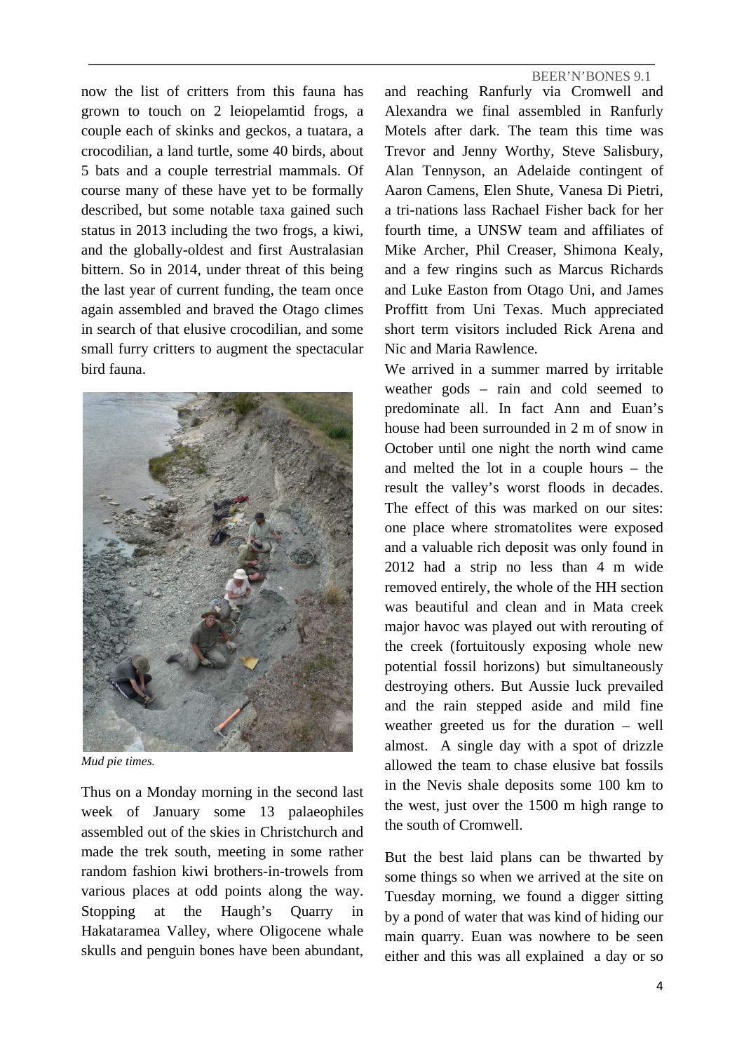now the list of critters from this fauna has grown to touch on 2 leiopelamtid frogs, a couple each of skinks and geckos, a tuatara, a crocodilian, a land turtle, some 40 birds, about 5 bats and a couple terrestrial mammals. Of course many of these have yet to be formally described, but some notable taxa gained such status in 2013 including the two frogs, a kiwi, and the globally-oldest and first Australasian bittern. So in 2014, under threat of this being the last year of current funding, the team once again assembled and braved the Otago climes in search of that elusive crocodilian, and some small furry critters to augment the spectacular bird fauna.

*Mud pie times.*

Thus on a Monday morning in the second last week of January some 13 palaeophiles assembled out of the skies in Christchurch and made the trek south, meeting in some rather random fashion kiwi brothers-in-trowels from various places at odd points along the way. Stopping at the Haugh's Quarry in Hakataramea Valley, where Oligocene whale skulls and penguin bones have been abundant, and reaching Ranfurly via Cromwell and Alexandra we final assembled in Ranfurly Motels after dark. The team this time was Trevor and Jenny Worthy, Steve Salisbury, Alan Tennyson, an Adelaide contingent of Aaron Camens, Elen Shute, Vanesa Di Pietri, a tri-nations lass Rachael Fisher back for her fourth time, a UNSW team and affiliates of Mike Archer, Phil Creaser, Shimona Kealy, and a few ringins such as Marcus Richards and Luke Easton from Otago Uni, and James Proffitt from Uni Texas. Much appreciated short term visitors included Rick Arena and Nic and Maria Rawlence.

We arrived in a summer marred by irritable weather gods – rain and cold seemed to predominate all. In fact Ann and Euan's house had been surrounded in 2 m of snow in October until one night the north wind came and melted the lot in a couple hours – the result the valley's worst floods in decades. The effect of this was marked on our sites: one place where stromatolites were exposed and a valuable rich deposit was only found in 2012 had a strip no less than 4 m wide removed entirely, the whole of the HH section was beautiful and clean and in Mata creek major havoc was played out with rerouting of the creek (fortuitously exposing whole new potential fossil horizons) but simultaneously destroying others. But Aussie luck prevailed and the rain stepped aside and mild fine weather greeted us for the duration – well almost. A single day with a spot of drizzle allowed the team to chase elusive bat fossils in the Nevis shale deposits some 100 km to the west, just over the 1500 m high range to the south of Cromwell.

But the best laid plans can be thwarted by some things so when we arrived at the site on Tuesday morning, we found a digger sitting by a pond of water that was kind of hiding our main quarry. Euan was nowhere to be seen either and this was all explained a day or so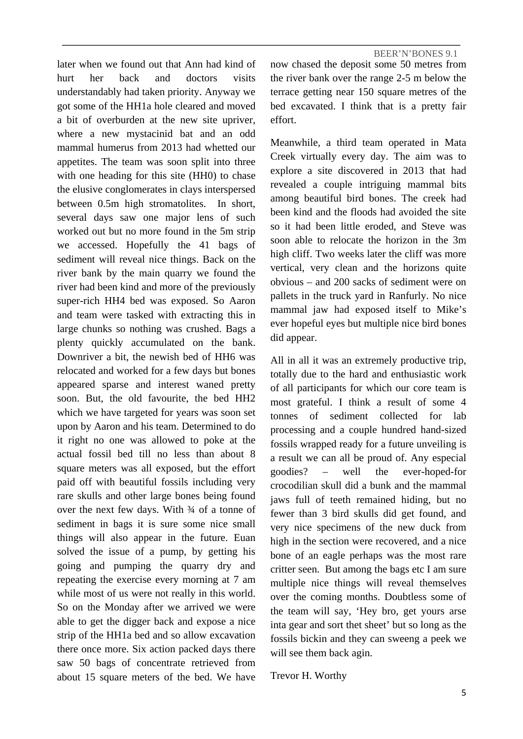later when we found out that Ann had kind of hurt her back and doctors visits understandably had taken priority. Anyway we got some of the HH1a hole cleared and moved a bit of overburden at the new site upriver, where a new mystacinid bat and an odd mammal humerus from 2013 had whetted our appetites. The team was soon split into three with one heading for this site (HH0) to chase the elusive conglomerates in clays interspersed between 0.5m high stromatolites. In short, several days saw one major lens of such worked out but no more found in the 5m strip we accessed. Hopefully the 41 bags of sediment will reveal nice things. Back on the river bank by the main quarry we found the river had been kind and more of the previously super-rich HH4 bed was exposed. So Aaron and team were tasked with extracting this in large chunks so nothing was crushed. Bags a plenty quickly accumulated on the bank. Downriver a bit, the newish bed of HH6 was relocated and worked for a few days but bones appeared sparse and interest waned pretty soon. But, the old favourite, the bed HH2 which we have targeted for years was soon set upon by Aaron and his team. Determined to do it right no one was allowed to poke at the actual fossil bed till no less than about 8 square meters was all exposed, but the effort paid off with beautiful fossils including very rare skulls and other large bones being found over the next few days. With ¾ of a tonne of sediment in bags it is sure some nice small things will also appear in the future. Euan solved the issue of a pump, by getting his going and pumping the quarry dry and repeating the exercise every morning at 7 am while most of us were not really in this world. So on the Monday after we arrived we were able to get the digger back and expose a nice strip of the HH1a bed and so allow excavation there once more. Six action packed days there saw 50 bags of concentrate retrieved from about 15 square meters of the bed. We have now chased the deposit some 50 metres from the river bank over the range 2-5 m below the terrace getting near 150 square metres of the bed excavated. I think that is a pretty fair effort.

Meanwhile, a third team operated in Mata Creek virtually every day. The aim was to explore a site discovered in 2013 that had revealed a couple intriguing mammal bits among beautiful bird bones. The creek had been kind and the floods had avoided the site so it had been little eroded, and Steve was soon able to relocate the horizon in the 3m high cliff. Two weeks later the cliff was more vertical, very clean and the horizons quite obvious – and 200 sacks of sediment were on pallets in the truck yard in Ranfurly. No nice mammal jaw had exposed itself to Mike's ever hopeful eyes but multiple nice bird bones did appear.

All in all it was an extremely productive trip, totally due to the hard and enthusiastic work of all participants for which our core team is most grateful. I think a result of some 4 tonnes of sediment collected for lab processing and a couple hundred hand-sized fossils wrapped ready for a future unveiling is a result we can all be proud of. Any especial goodies? – well the ever-hoped-for crocodilian skull did a bunk and the mammal jaws full of teeth remained hiding, but no fewer than 3 bird skulls did get found, and very nice specimens of the new duck from high in the section were recovered, and a nice bone of an eagle perhaps was the most rare critter seen. But among the bags etc I am sure multiple nice things will reveal themselves over the coming months. Doubtless some of the team will say, 'Hey bro, get yours arse inta gear and sort thet sheet' but so long as the fossils bickin and they can sweeng a peek we will see them back agin.

Trevor H. Worthy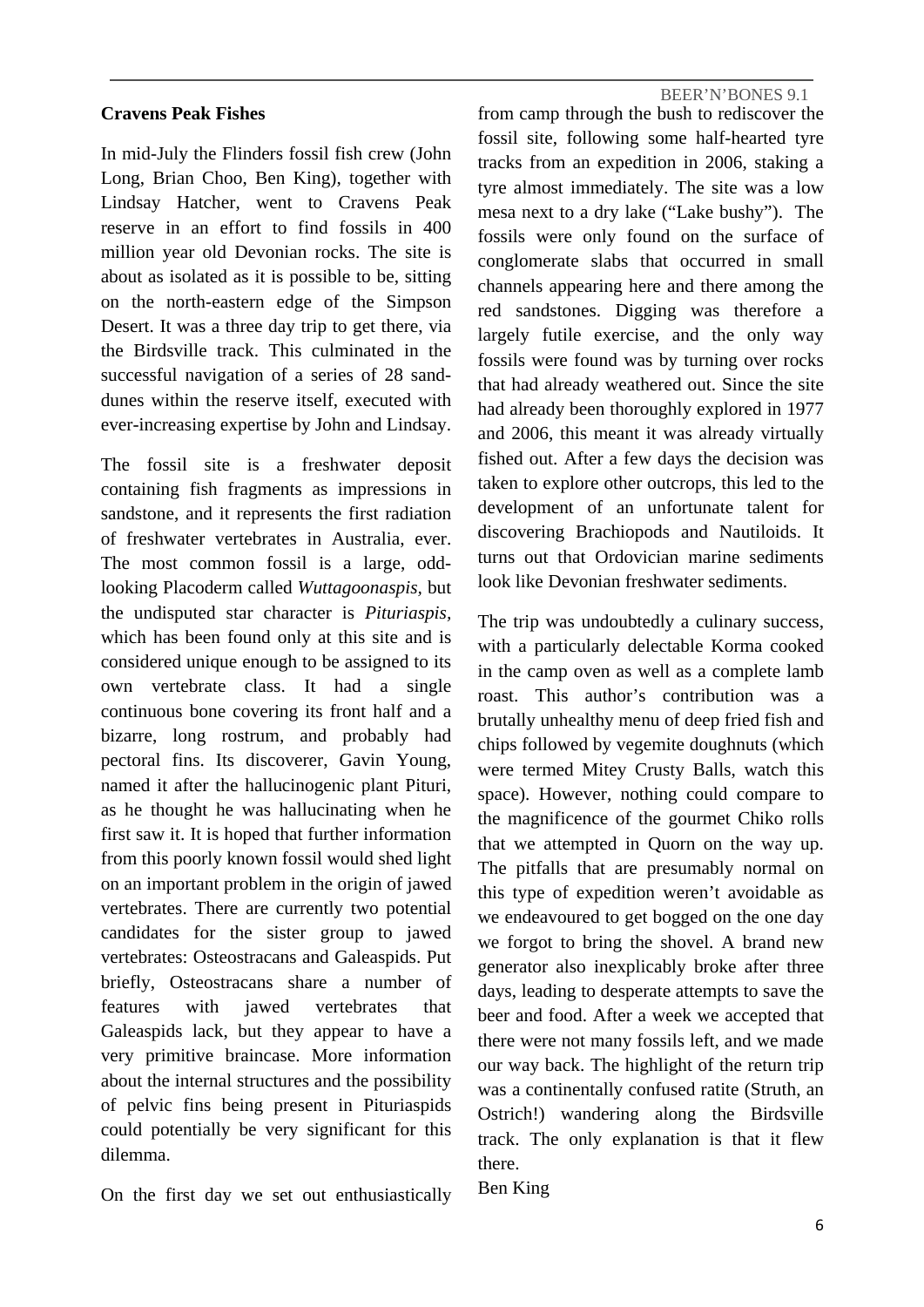**Cravens Peak Fishes**

In mid-July the Flinders fossil fish crew (John Long, Brian Choo, Ben King), together with Lindsay Hatcher, went to Cravens Peak reserve in an effort to find fossils in 400 million year old Devonian rocks. The site is about as isolated as it is possible to be, sitting on the north-eastern edge of the Simpson Desert. It was a three day trip to get there, via the Birdsville track. This culminated in the successful navigation of a series of 28 sand-dunes within the reserve itself, executed with ever-increasing expertise by John and Lindsay.

The fossil site is a freshwater deposit containing fish fragments as impressions in sandstone, and it represents the first radiation of freshwater vertebrates in Australia, ever. The most common fossil is a large, odd-looking Placoderm called *Wuttagoonaspis*, but the undisputed star character is *Pituriaspis*, which has been found only at this site and is considered unique enough to be assigned to its own vertebrate class. It had a single continuous bone covering its front half and a bizarre, long rostrum, and probably had pectoral fins. Its discoverer, Gavin Young, named it after the hallucinogenic plant Pituri, as he thought he was hallucinating when he first saw it. It is hoped that further information from this poorly known fossil would shed light on an important problem in the origin of jawed vertebrates. There are currently two potential candidates for the sister group to jawed vertebrates: Osteostracans and Galeaspids. Put briefly, Osteostracans share a number of features with jawed vertebrates that Galeaspids lack, but they appear to have a very primitive braincase. More information about the internal structures and the possibility of pelvic fins being present in Pituriaspids could potentially be very significant for this dilemma.

On the first day we set out enthusiastically from camp through the bush to rediscover the fossil site, following some half-hearted tyre tracks from an expedition in 2006, staking a tyre almost immediately. The site was a low mesa next to a dry lake ("Lake bushy"). The fossils were only found on the surface of conglomerate slabs that occurred in small channels appearing here and there among the red sandstones. Digging was therefore a largely futile exercise, and the only way fossils were found was by turning over rocks that had already weathered out. Since the site had already been thoroughly explored in 1977 and 2006, this meant it was already virtually fished out. After a few days the decision was taken to explore other outcrops, this led to the development of an unfortunate talent for discovering Brachiopods and Nautiloids. It turns out that Ordovician marine sediments look like Devonian freshwater sediments.

The trip was undoubtedly a culinary success, with a particularly delectable Korma cooked in the camp oven as well as a complete lamb roast. This author's contribution was a brutally unhealthy menu of deep fried fish and chips followed by vegemite doughnuts (which were termed Mitey Crusty Balls, watch this space). However, nothing could compare to the magnificence of the gourmet Chiko rolls that we attempted in Quorn on the way up. The pitfalls that are presumably normal on this type of expedition weren't avoidable as we endeavoured to get bogged on the one day we forgot to bring the shovel. A brand new generator also inexplicably broke after three days, leading to desperate attempts to save the beer and food. After a week we accepted that there were not many fossils left, and we made our way back. The highlight of the return trip was a continentally confused ratite (Struth, an Ostrich!) wandering along the Birdsville track. The only explanation is that it flew there.

Ben King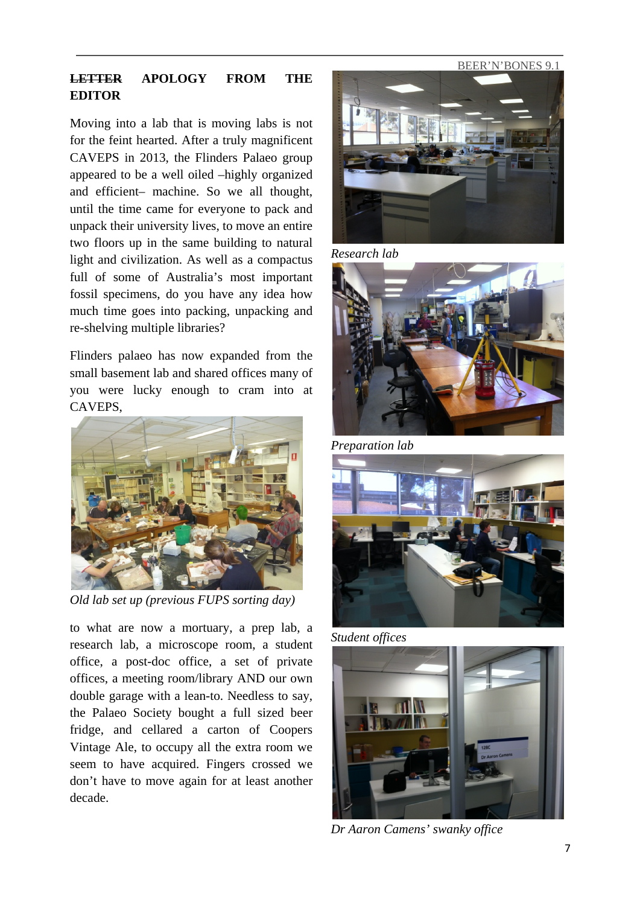## ~~LETTER~~ APOLOGY FROM THE EDITOR

Moving into a lab that is moving labs is not for the feint hearted. After a truly magnificent CAVEPS in 2013, the Flinders Palaeo group appeared to be a well oiled –highly organized and efficient– machine. So we all thought, until the time came for everyone to pack and unpack their university lives, to move an entire two floors up in the same building to natural light and civilization. As well as a compactus full of some of Australia's most important fossil specimens, do you have any idea how much time goes into packing, unpacking and re-shelving multiple libraries?

Flinders palaeo has now expanded from the small basement lab and shared offices many of you were lucky enough to cram into at CAVEPS,

*Old lab set up (previous FUPS sorting day)*

to what are now a mortuary, a prep lab, a research lab, a microscope room, a student office, a post-doc office, a set of private offices, a meeting room/library AND our own double garage with a lean-to. Needless to say, the Palaeo Society bought a full sized beer fridge, and cellared a carton of Coopers Vintage Ale, to occupy all the extra room we seem to have acquired. Fingers crossed we don't have to move again for at least another decade.

*Research lab*

*Preparation lab*

*Student offices*

*Dr Aaron Camens' swanky office*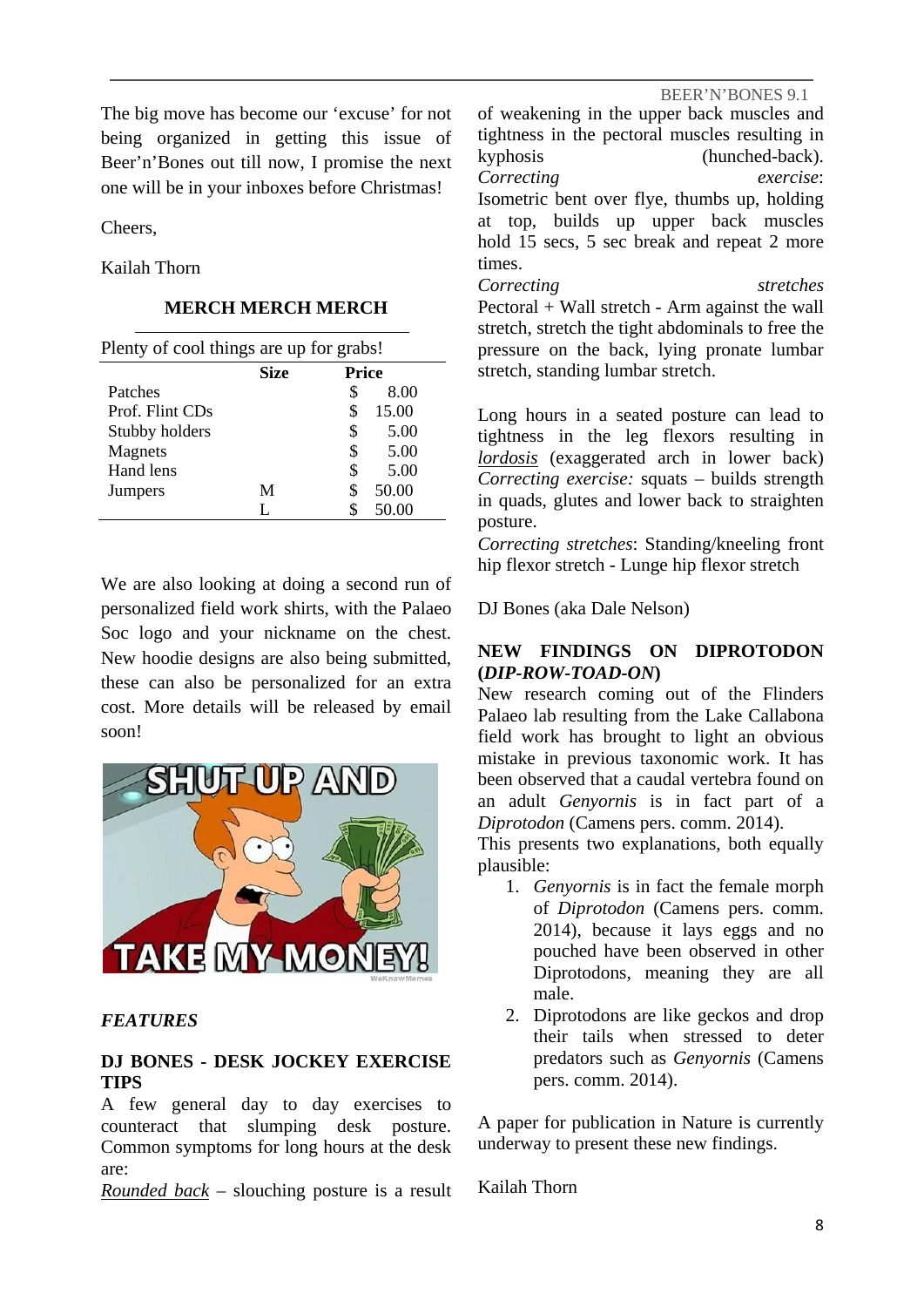The big move has become our 'excuse' for not being organized in getting this issue of Beer'n'Bones out till now, I promise the next one will be in your inboxes before Christmas!

Cheers,

Kailah Thorn

**MERCH MERCH MERCH**

Plenty of cool things are up for grabs!

| | Size | Price |
|---|---|---|
| Patches | | $ 8.00 |
| Prof. Flint CDs | | $ 15.00 |
| Stubby holders | | $ 5.00 |
| Magnets | | $ 5.00 |
| Hand lens | | $ 5.00 |
| Jumpers | M | $ 50.00 |
| | L | $ 50.00 |

We are also looking at doing a second run of personalized field work shirts, with the Palaeo Soc logo and your nickname on the chest. New hoodie designs are also being submitted, these can also be personalized for an extra cost. More details will be released by email soon!

## *FEATURES*

### DJ BONES - DESK JOCKEY EXERCISE TIPS

A few general day to day exercises to counteract that slumping desk posture. Common symptoms for long hours at the desk are:

*Rounded back* – slouching posture is a result of weakening in the upper back muscles and tightness in the pectoral muscles resulting in kyphosis (hunched-back).
*Correcting exercise*: Isometric bent over flye, thumbs up, holding at top, builds up upper back muscles hold 15 secs, 5 sec break and repeat 2 more times.
*Correcting stretches* Pectoral + Wall stretch - Arm against the wall stretch, stretch the tight abdominals to free the pressure on the back, lying pronate lumbar stretch, standing lumbar stretch.

Long hours in a seated posture can lead to tightness in the leg flexors resulting in *lordosis* (exaggerated arch in lower back)
*Correcting exercise:* squats – builds strength in quads, glutes and lower back to straighten posture.
*Correcting stretches*: Standing/kneeling front hip flexor stretch - Lunge hip flexor stretch

DJ Bones (aka Dale Nelson)

### NEW FINDINGS ON DIPROTODON (*DIP-ROW-TOAD-ON*)

New research coming out of the Flinders Palaeo lab resulting from the Lake Callabona field work has brought to light an obvious mistake in previous taxonomic work. It has been observed that a caudal vertebra found on an adult *Genyornis* is in fact part of a *Diprotodon* (Camens pers. comm. 2014).
This presents two explanations, both equally plausible:

1. *Genyornis* is in fact the female morph of *Diprotodon* (Camens pers. comm. 2014), because it lays eggs and no pouched have been observed in other Diprotodons, meaning they are all male.
2. Diprotodons are like geckos and drop their tails when stressed to deter predators such as *Genyornis* (Camens pers. comm. 2014).

A paper for publication in Nature is currently underway to present these new findings.

Kailah Thorn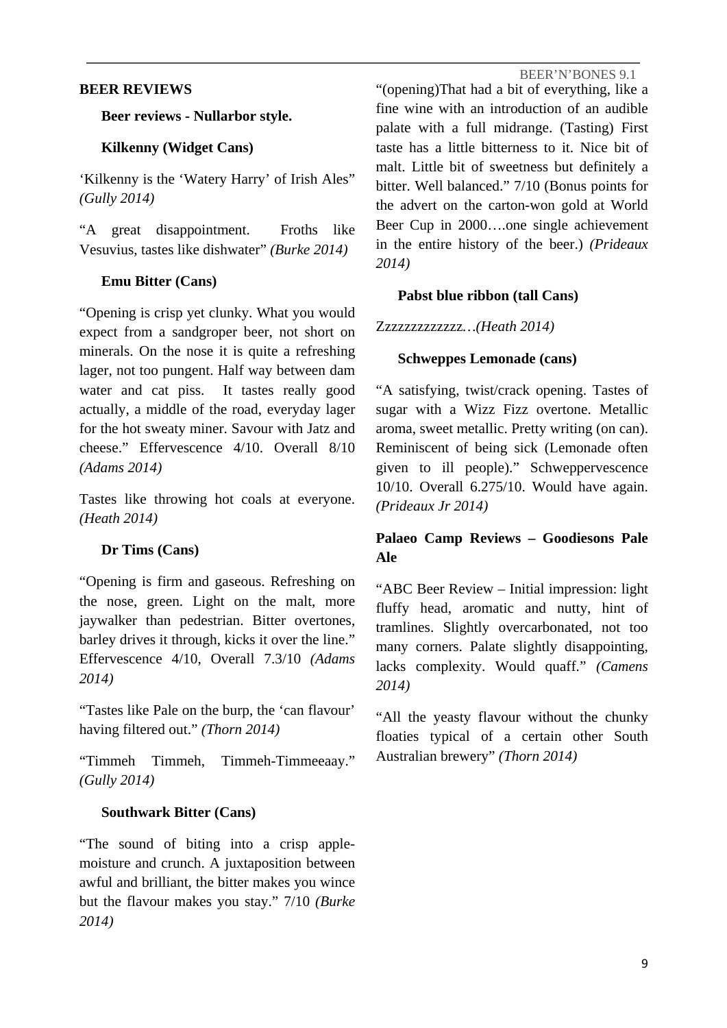## BEER REVIEWS

### Beer reviews - Nullarbor style.

### Kilkenny (Widget Cans)

'Kilkenny is the 'Watery Harry' of Irish Ales" *(Gully 2014)*

"A great disappointment. Froths like Vesuvius, tastes like dishwater" *(Burke 2014)*

### Emu Bitter (Cans)

"Opening is crisp yet clunky. What you would expect from a sandgroper beer, not short on minerals. On the nose it is quite a refreshing lager, not too pungent. Half way between dam water and cat piss. It tastes really good actually, a middle of the road, everyday lager for the hot sweaty miner. Savour with Jatz and cheese." Effervescence 4/10. Overall 8/10 *(Adams 2014)*

Tastes like throwing hot coals at everyone. *(Heath 2014)*

### Dr Tims (Cans)

"Opening is firm and gaseous. Refreshing on the nose, green. Light on the malt, more jaywalker than pedestrian. Bitter overtones, barley drives it through, kicks it over the line." Effervescence 4/10, Overall 7.3/10 *(Adams 2014)*

"Tastes like Pale on the burp, the 'can flavour' having filtered out." *(Thorn 2014)*

"Timmeh Timmeh, Timmeh-Timmeeaay." *(Gully 2014)*

### Southwark Bitter (Cans)

"The sound of biting into a crisp apple-moisture and crunch. A juxtaposition between awful and brilliant, the bitter makes you wince but the flavour makes you stay." 7/10 *(Burke 2014)*

"(opening)That had a bit of everything, like a fine wine with an introduction of an audible palate with a full midrange. (Tasting) First taste has a little bitterness to it. Nice bit of malt. Little bit of sweetness but definitely a bitter. Well balanced." 7/10 (Bonus points for the advert on the carton-won gold at World Beer Cup in 2000….one single achievement in the entire history of the beer.) *(Prideaux 2014)*

### Pabst blue ribbon (tall Cans)

Zzzzzzzzzzzzz…*(Heath 2014)*

### Schweppes Lemonade (cans)

"A satisfying, twist/crack opening. Tastes of sugar with a Wizz Fizz overtone. Metallic aroma, sweet metallic. Pretty writing (on can). Reminiscent of being sick (Lemonade often given to ill people)." Schweppervescence 10/10. Overall 6.275/10. Would have again. *(Prideaux Jr 2014)*

## Palaeo Camp Reviews – Goodiesons Pale Ale

"ABC Beer Review – Initial impression: light fluffy head, aromatic and nutty, hint of tramlines. Slightly overcarbonated, not too many corners. Palate slightly disappointing, lacks complexity. Would quaff." *(Camens 2014)*

"All the yeasty flavour without the chunky floaties typical of a certain other South Australian brewery" *(Thorn 2014)*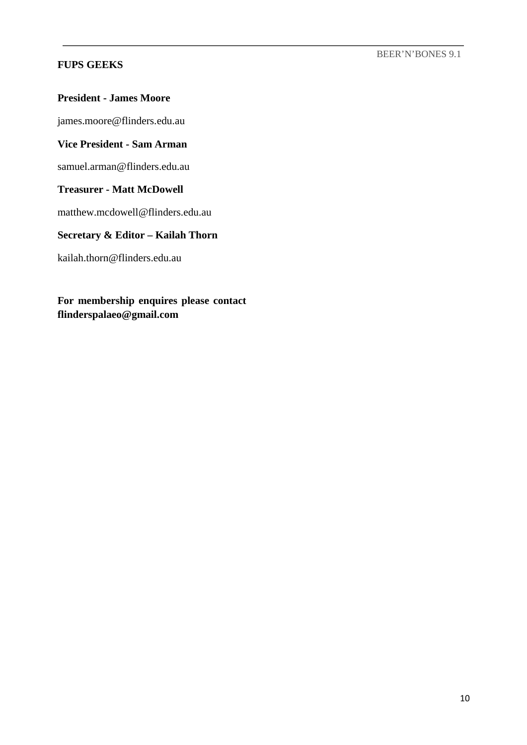## FUPS GEEKS

**President - James Moore**

james.moore@flinders.edu.au

**Vice President - Sam Arman**

samuel.arman@flinders.edu.au

**Treasurer - Matt McDowell**

matthew.mcdowell@flinders.edu.au

**Secretary & Editor – Kailah Thorn**

kailah.thorn@flinders.edu.au

**For membership enquires please contact flinderspalaeo@gmail.com**